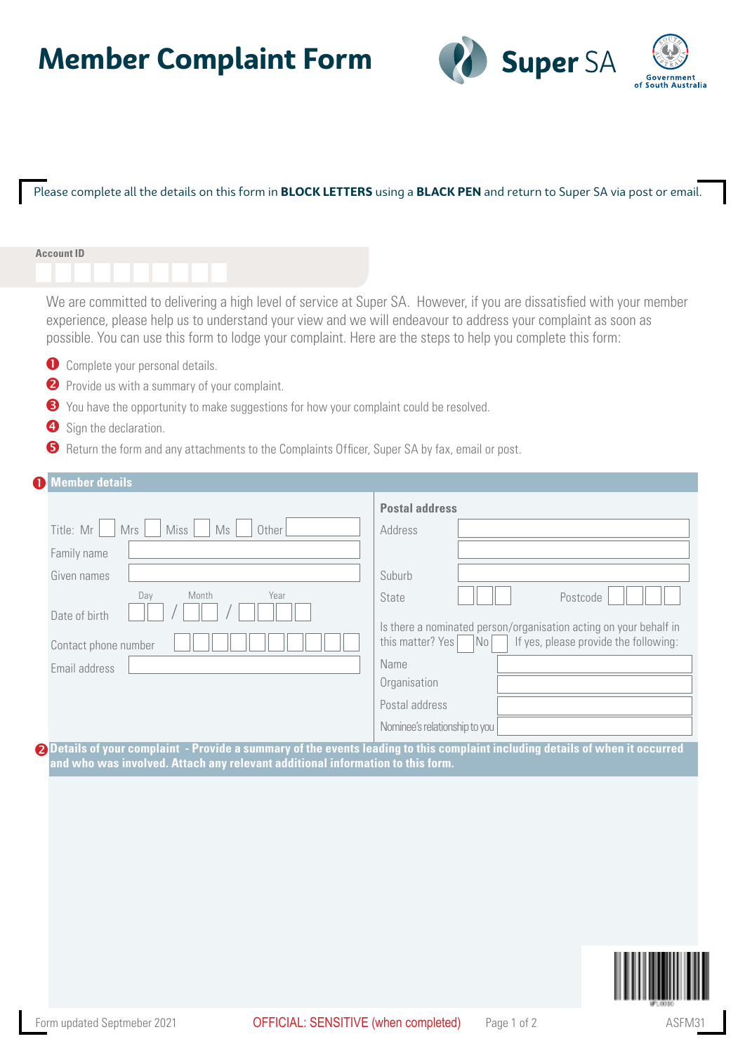# Member Complaint Form

Super SA

Government of South Australia

Please complete all the details on this form in **BLOCK LETTERS** using a **BLACK PEN** and return to Super SA via post or email.

**Account ID**

We are committed to delivering a high level of service at Super SA. However, if you are dissatisfied with your member experience, please help us to understand your view and we will endeavour to address your complaint as soon as possible. You can use this form to lodge your complaint. Here are the steps to help you complete this form:

1. Complete your personal details.
2. Provide us with a summary of your complaint.
3. You have the opportunity to make suggestions for how your complaint could be resolved.
4. Sign the declaration.
5. Return the form and any attachments to the Complaints Officer, Super SA by fax, email or post.

## 1 Member details

Title: Mr ☐ Mrs ☐ Miss ☐ Ms ☐ Other ______

Family name ______

Given names ______

Date of birth (Day / Month / Year) __ __ / __ __ / __ __ __ __

Contact phone number ______

Email address ______

**Postal address**

Address ______

Suburb ______

State ______ Postcode ______

Is there a nominated person/organisation acting on your behalf in this matter? Yes ☐ No ☐ If yes, please provide the following:

Name ______

Organisation ______

Postal address ______

Nominee's relationship to you ______

## 2 Details of your complaint - Provide a summary of the events leading to this complaint including details of when it occurred and who was involved. Attach any relevant additional information to this form.

Form updated Septmeber 2021

OFFICIAL: SENSITIVE (when completed)

ASFM31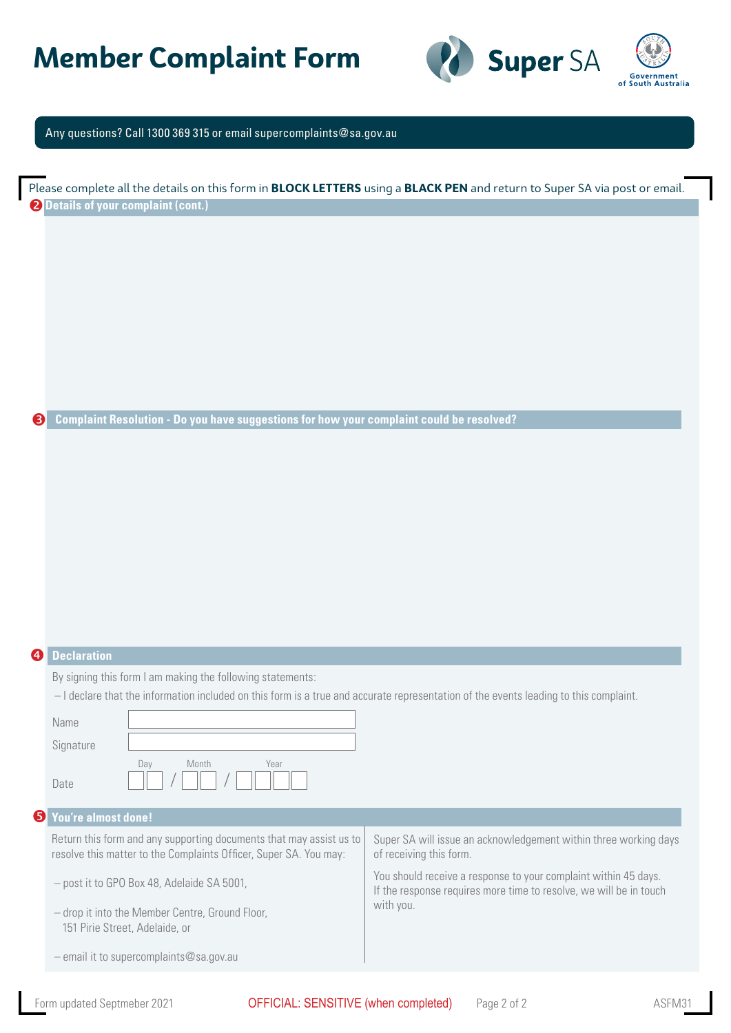# Member Complaint Form

Any questions? Call 1300 369 315 or email supercomplaints@sa.gov.au

Please complete all the details on this form in **BLOCK LETTERS** using a **BLACK PEN** and return to Super SA via post or email.

## 2 Details of your complaint (cont.)

## 3 Complaint Resolution - Do you have suggestions for how your complaint could be resolved?

## 4 Declaration

By signing this form I am making the following statements:

– I declare that the information included on this form is a true and accurate representation of the events leading to this complaint.

Name

Signature

Date (Day / Month / Year)

## 5 You're almost done!

Return this form and any supporting documents that may assist us to resolve this matter to the Complaints Officer, Super SA. You may:

– post it to GPO Box 48, Adelaide SA 5001,

– drop it into the Member Centre, Ground Floor, 151 Pirie Street, Adelaide, or

– email it to supercomplaints@sa.gov.au

Super SA will issue an acknowledgement within three working days of receiving this form.

You should receive a response to your complaint within 45 days. If the response requires more time to resolve, we will be in touch with you.

Form updated Septmeber 2021 OFFICIAL: SENSITIVE (when completed) ASFM31